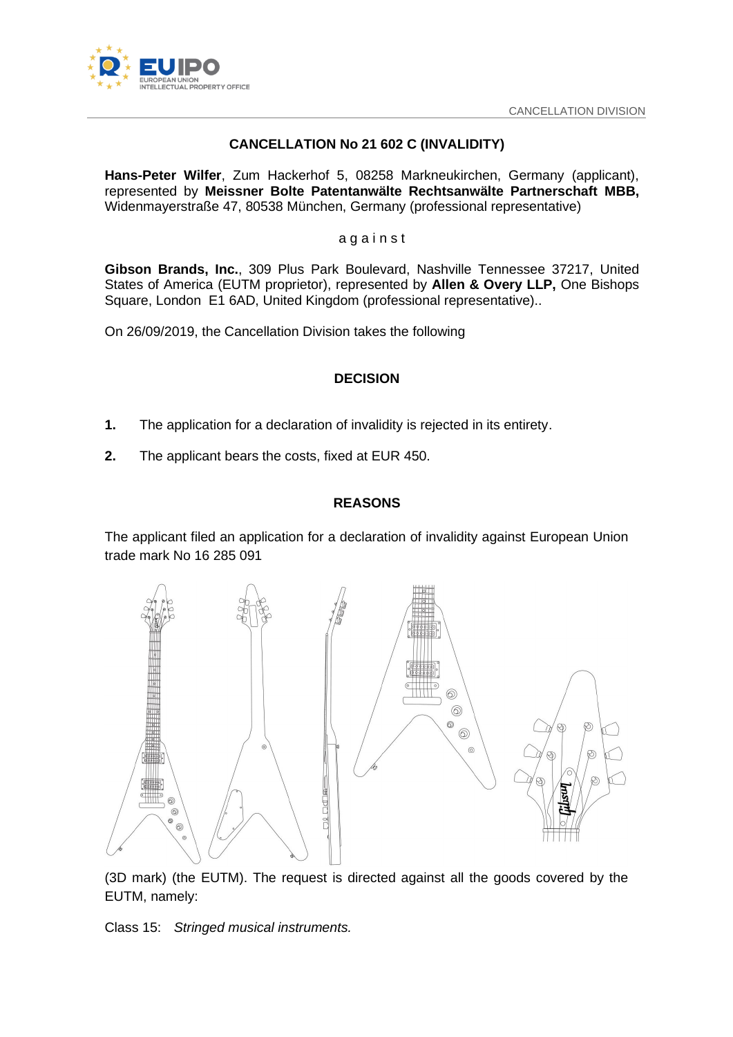CANCELLATION DIVISION

## CANCELLATION No 21 602 C (INVALIDITY)

**Hans-Peter Wilfer**, Zum Hackerhof 5, 08258 Markneukirchen, Germany (applicant), represented by **Meissner Bolte Patentanwälte Rechtsanwälte Partnerschaft MBB,** Widenmayerstraße 47, 80538 München, Germany (professional representative)

a g a i n s t

**Gibson Brands, Inc.**, 309 Plus Park Boulevard, Nashville Tennessee 37217, United States of America (EUTM proprietor), represented by **Allen & Overy LLP,** One Bishops Square, London E1 6AD, United Kingdom (professional representative)..

On 26/09/2019, the Cancellation Division takes the following

## DECISION

1. The application for a declaration of invalidity is rejected in its entirety.

2. The applicant bears the costs, fixed at EUR 450.

## REASONS

The applicant filed an application for a declaration of invalidity against European Union trade mark No 16 285 091

(3D mark) (the EUTM). The request is directed against all the goods covered by the EUTM, namely:

Class 15: *Stringed musical instruments.*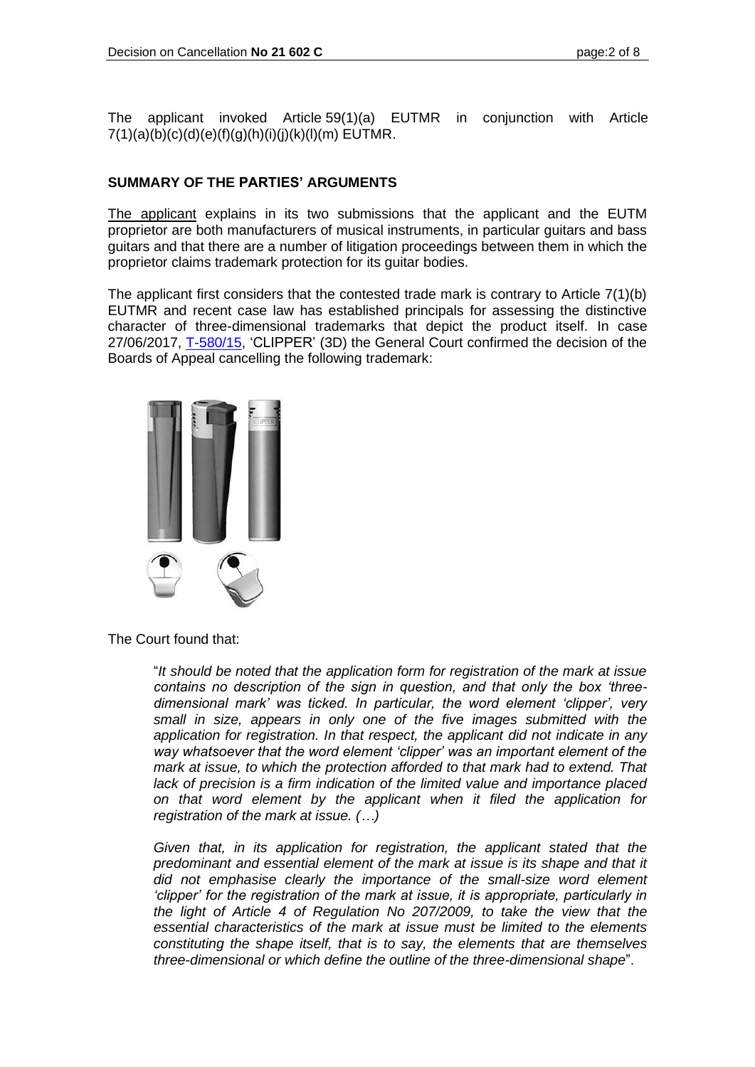The applicant invoked Article 59(1)(a) EUTMR in conjunction with Article 7(1)(a)(b)(c)(d)(e)(f)(g)(h)(i)(j)(k)(l)(m) EUTMR.

## SUMMARY OF THE PARTIES' ARGUMENTS

The applicant explains in its two submissions that the applicant and the EUTM proprietor are both manufacturers of musical instruments, in particular guitars and bass guitars and that there are a number of litigation proceedings between them in which the proprietor claims trademark protection for its guitar bodies.

The applicant first considers that the contested trade mark is contrary to Article 7(1)(b) EUTMR and recent case law has established principals for assessing the distinctive character of three-dimensional trademarks that depict the product itself. In case 27/06/2017, T-580/15, 'CLIPPER' (3D) the General Court confirmed the decision of the Boards of Appeal cancelling the following trademark:

The Court found that:

> "*It should be noted that the application form for registration of the mark at issue contains no description of the sign in question, and that only the box 'three-dimensional mark' was ticked. In particular, the word element 'clipper', very small in size, appears in only one of the five images submitted with the application for registration. In that respect, the applicant did not indicate in any way whatsoever that the word element 'clipper' was an important element of the mark at issue, to which the protection afforded to that mark had to extend. That lack of precision is a firm indication of the limited value and importance placed on that word element by the applicant when it filed the application for registration of the mark at issue. (…)*
>
> *Given that, in its application for registration, the applicant stated that the predominant and essential element of the mark at issue is its shape and that it did not emphasise clearly the importance of the small-size word element 'clipper' for the registration of the mark at issue, it is appropriate, particularly in the light of Article 4 of Regulation No 207/2009, to take the view that the essential characteristics of the mark at issue must be limited to the elements constituting the shape itself, that is to say, the elements that are themselves three-dimensional or which define the outline of the three-dimensional shape*".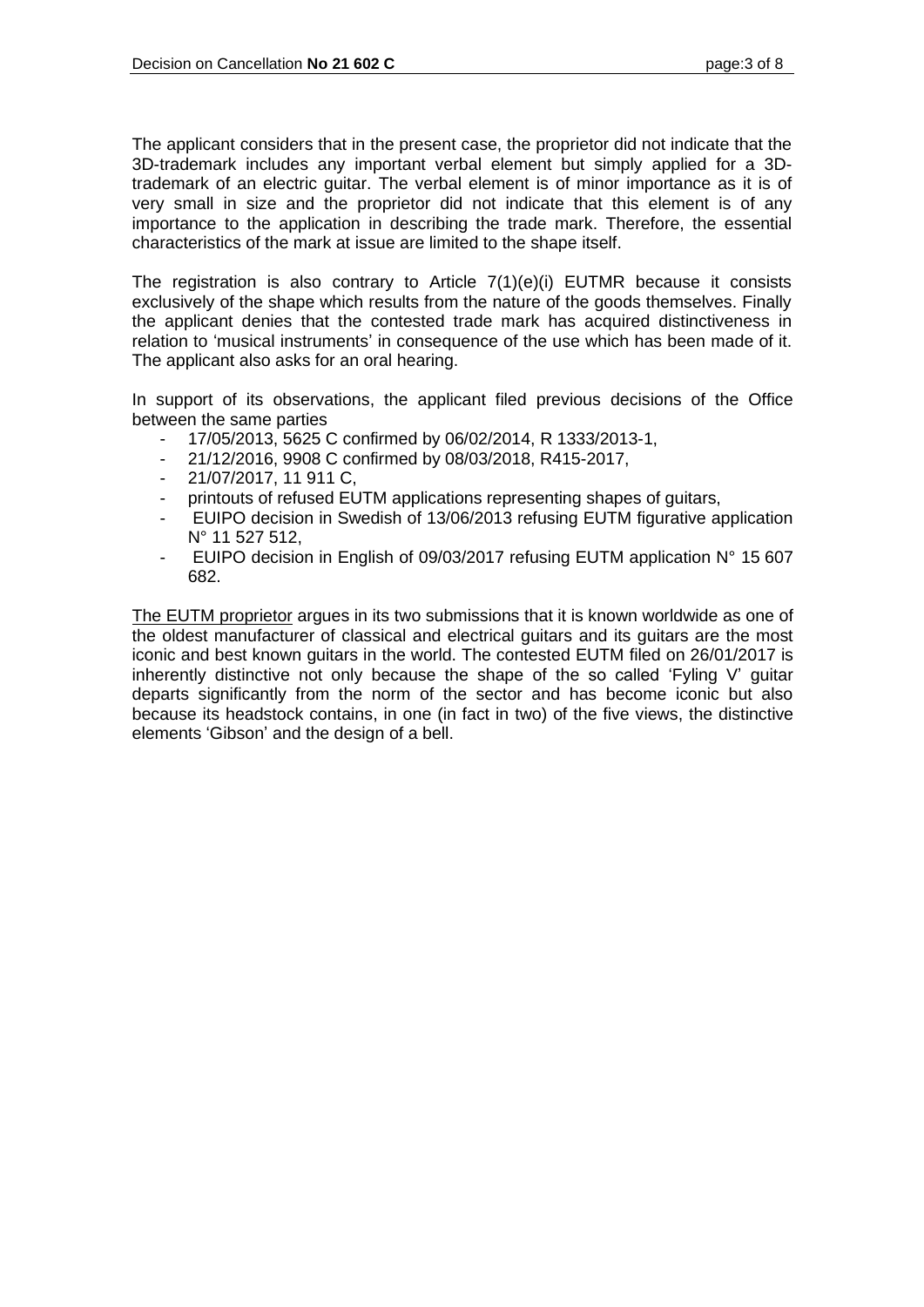The applicant considers that in the present case, the proprietor did not indicate that the 3D-trademark includes any important verbal element but simply applied for a 3D-trademark of an electric guitar. The verbal element is of minor importance as it is of very small in size and the proprietor did not indicate that this element is of any importance to the application in describing the trade mark. Therefore, the essential characteristics of the mark at issue are limited to the shape itself.

The registration is also contrary to Article 7(1)(e)(i) EUTMR because it consists exclusively of the shape which results from the nature of the goods themselves. Finally the applicant denies that the contested trade mark has acquired distinctiveness in relation to 'musical instruments' in consequence of the use which has been made of it. The applicant also asks for an oral hearing.

In support of its observations, the applicant filed previous decisions of the Office between the same parties

- 17/05/2013, 5625 C confirmed by 06/02/2014, R 1333/2013-1,
- 21/12/2016, 9908 C confirmed by 08/03/2018, R415-2017,
- 21/07/2017, 11 911 C,
- printouts of refused EUTM applications representing shapes of guitars,
- EUIPO decision in Swedish of 13/06/2013 refusing EUTM figurative application N° 11 527 512,
- EUIPO decision in English of 09/03/2017 refusing EUTM application N° 15 607 682.

<u>The EUTM proprietor</u> argues in its two submissions that it is known worldwide as one of the oldest manufacturer of classical and electrical guitars and its guitars are the most iconic and best known guitars in the world. The contested EUTM filed on 26/01/2017 is inherently distinctive not only because the shape of the so called 'Fyling V' guitar departs significantly from the norm of the sector and has become iconic but also because its headstock contains, in one (in fact in two) of the five views, the distinctive elements 'Gibson' and the design of a bell.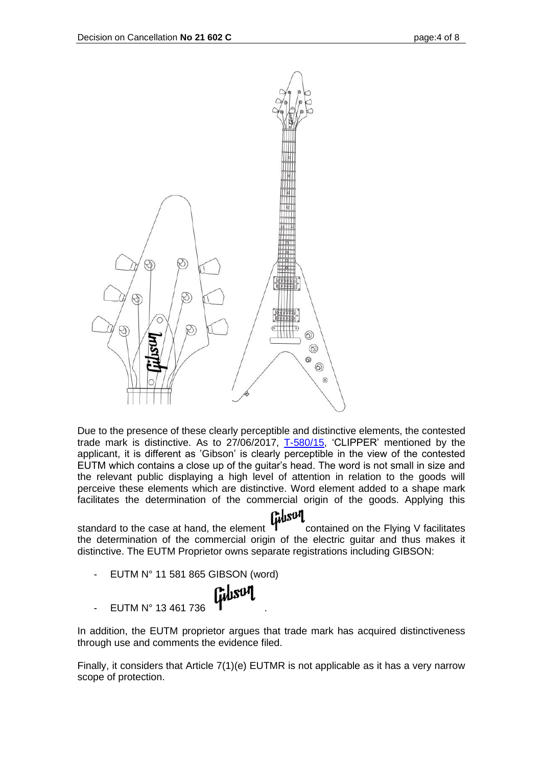Due to the presence of these clearly perceptible and distinctive elements, the contested trade mark is distinctive. As to 27/06/2017, T-580/15, 'CLIPPER' mentioned by the applicant, it is different as 'Gibson' is clearly perceptible in the view of the contested EUTM which contains a close up of the guitar's head. The word is not small in size and the relevant public displaying a high level of attention in relation to the goods will perceive these elements which are distinctive. Word element added to a shape mark facilitates the determination of the commercial origin of the goods. Applying this standard to the case at hand, the element Gibson contained on the Flying V facilitates the determination of the commercial origin of the electric guitar and thus makes it distinctive. The EUTM Proprietor owns separate registrations including GIBSON:

- EUTM N° 11 581 865 GIBSON (word)
- EUTM N° 13 461 736 Gibson.

In addition, the EUTM proprietor argues that trade mark has acquired distinctiveness through use and comments the evidence filed.

Finally, it considers that Article 7(1)(e) EUTMR is not applicable as it has a very narrow scope of protection.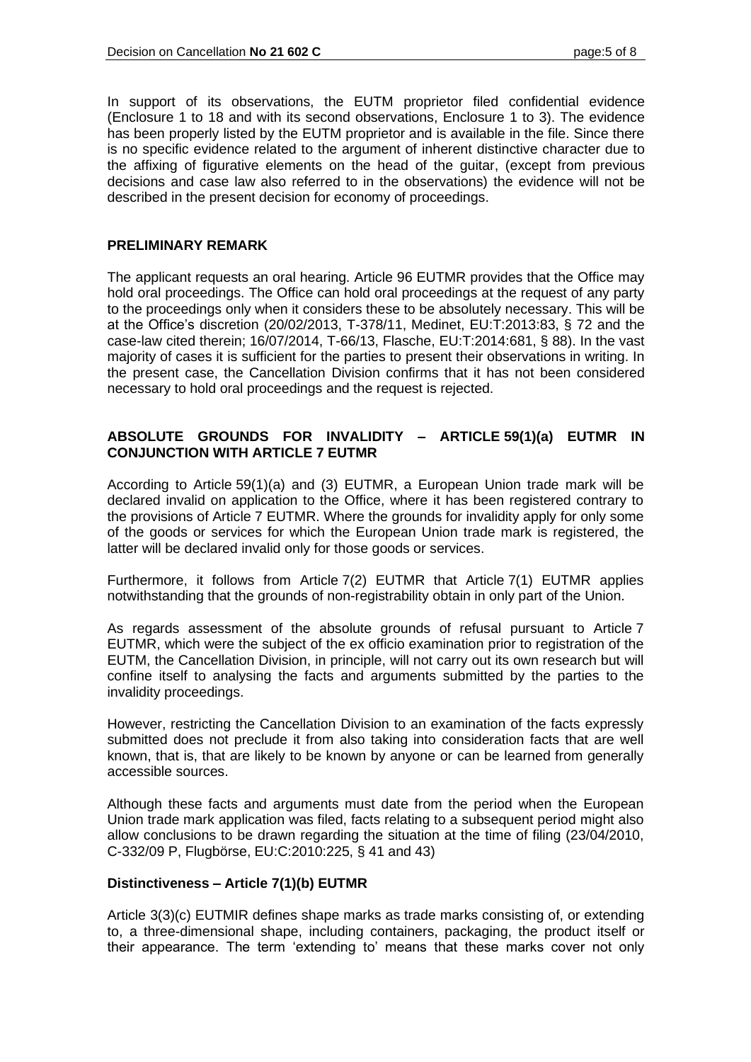In support of its observations, the EUTM proprietor filed confidential evidence (Enclosure 1 to 18 and with its second observations, Enclosure 1 to 3). The evidence has been properly listed by the EUTM proprietor and is available in the file. Since there is no specific evidence related to the argument of inherent distinctive character due to the affixing of figurative elements on the head of the guitar, (except from previous decisions and case law also referred to in the observations) the evidence will not be described in the present decision for economy of proceedings.

**PRELIMINARY REMARK**

The applicant requests an oral hearing. Article 96 EUTMR provides that the Office may hold oral proceedings. The Office can hold oral proceedings at the request of any party to the proceedings only when it considers these to be absolutely necessary. This will be at the Office's discretion (20/02/2013, T-378/11, Medinet, EU:T:2013:83, § 72 and the case-law cited therein; 16/07/2014, T-66/13, Flasche, EU:T:2014:681, § 88). In the vast majority of cases it is sufficient for the parties to present their observations in writing. In the present case, the Cancellation Division confirms that it has not been considered necessary to hold oral proceedings and the request is rejected.

**ABSOLUTE GROUNDS FOR INVALIDITY – ARTICLE 59(1)(a) EUTMR IN CONJUNCTION WITH ARTICLE 7 EUTMR**

According to Article 59(1)(a) and (3) EUTMR, a European Union trade mark will be declared invalid on application to the Office, where it has been registered contrary to the provisions of Article 7 EUTMR. Where the grounds for invalidity apply for only some of the goods or services for which the European Union trade mark is registered, the latter will be declared invalid only for those goods or services.

Furthermore, it follows from Article 7(2) EUTMR that Article 7(1) EUTMR applies notwithstanding that the grounds of non-registrability obtain in only part of the Union.

As regards assessment of the absolute grounds of refusal pursuant to Article 7 EUTMR, which were the subject of the ex officio examination prior to registration of the EUTM, the Cancellation Division, in principle, will not carry out its own research but will confine itself to analysing the facts and arguments submitted by the parties to the invalidity proceedings.

However, restricting the Cancellation Division to an examination of the facts expressly submitted does not preclude it from also taking into consideration facts that are well known, that is, that are likely to be known by anyone or can be learned from generally accessible sources.

Although these facts and arguments must date from the period when the European Union trade mark application was filed, facts relating to a subsequent period might also allow conclusions to be drawn regarding the situation at the time of filing (23/04/2010, C-332/09 P, Flugbörse, EU:C:2010:225, § 41 and 43)

**Distinctiveness – Article 7(1)(b) EUTMR**

Article 3(3)(c) EUTMIR defines shape marks as trade marks consisting of, or extending to, a three-dimensional shape, including containers, packaging, the product itself or their appearance. The term 'extending to' means that these marks cover not only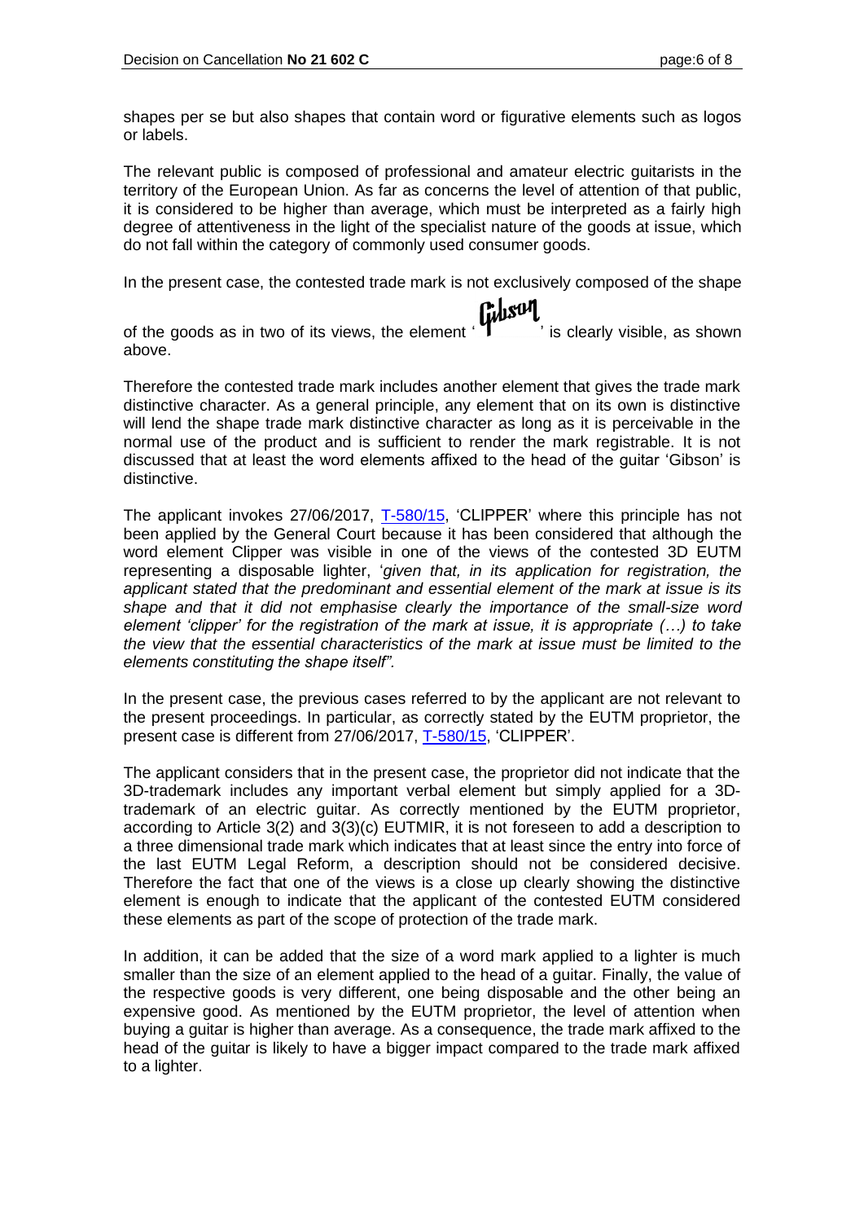shapes per se but also shapes that contain word or figurative elements such as logos or labels.

The relevant public is composed of professional and amateur electric guitarists in the territory of the European Union. As far as concerns the level of attention of that public, it is considered to be higher than average, which must be interpreted as a fairly high degree of attentiveness in the light of the specialist nature of the goods at issue, which do not fall within the category of commonly used consumer goods.

In the present case, the contested trade mark is not exclusively composed of the shape of the goods as in two of its views, the element 'Gibson' is clearly visible, as shown above.

Therefore the contested trade mark includes another element that gives the trade mark distinctive character. As a general principle, any element that on its own is distinctive will lend the shape trade mark distinctive character as long as it is perceivable in the normal use of the product and is sufficient to render the mark registrable. It is not discussed that at least the word elements affixed to the head of the guitar 'Gibson' is distinctive.

The applicant invokes 27/06/2017, T-580/15, 'CLIPPER' where this principle has not been applied by the General Court because it has been considered that although the word element Clipper was visible in one of the views of the contested 3D EUTM representing a disposable lighter, '*given that, in its application for registration, the applicant stated that the predominant and essential element of the mark at issue is its shape and that it did not emphasise clearly the importance of the small-size word element 'clipper' for the registration of the mark at issue, it is appropriate (…) to take the view that the essential characteristics of the mark at issue must be limited to the elements constituting the shape itself"*.

In the present case, the previous cases referred to by the applicant are not relevant to the present proceedings. In particular, as correctly stated by the EUTM proprietor, the present case is different from 27/06/2017, T-580/15, 'CLIPPER'.

The applicant considers that in the present case, the proprietor did not indicate that the 3D-trademark includes any important verbal element but simply applied for a 3D-trademark of an electric guitar. As correctly mentioned by the EUTM proprietor, according to Article 3(2) and 3(3)(c) EUTMIR, it is not foreseen to add a description to a three dimensional trade mark which indicates that at least since the entry into force of the last EUTM Legal Reform, a description should not be considered decisive. Therefore the fact that one of the views is a close up clearly showing the distinctive element is enough to indicate that the applicant of the contested EUTM considered these elements as part of the scope of protection of the trade mark.

In addition, it can be added that the size of a word mark applied to a lighter is much smaller than the size of an element applied to the head of a guitar. Finally, the value of the respective goods is very different, one being disposable and the other being an expensive good. As mentioned by the EUTM proprietor, the level of attention when buying a guitar is higher than average. As a consequence, the trade mark affixed to the head of the guitar is likely to have a bigger impact compared to the trade mark affixed to a lighter.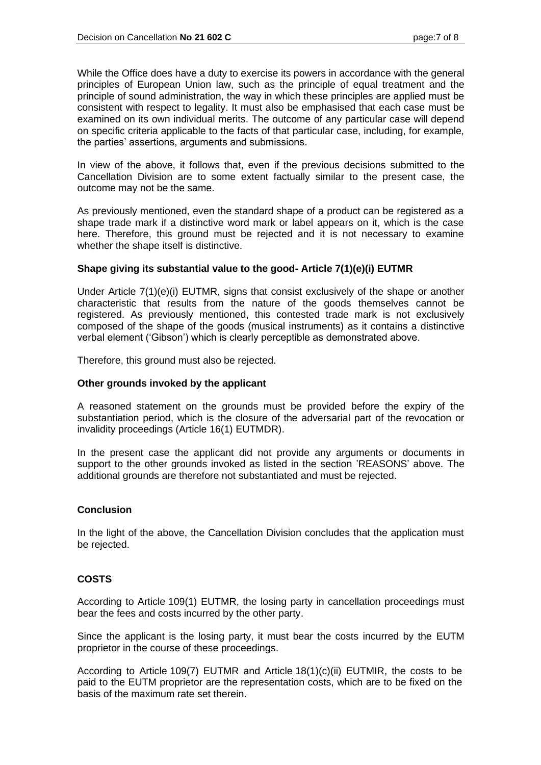While the Office does have a duty to exercise its powers in accordance with the general principles of European Union law, such as the principle of equal treatment and the principle of sound administration, the way in which these principles are applied must be consistent with respect to legality. It must also be emphasised that each case must be examined on its own individual merits. The outcome of any particular case will depend on specific criteria applicable to the facts of that particular case, including, for example, the parties' assertions, arguments and submissions.

In view of the above, it follows that, even if the previous decisions submitted to the Cancellation Division are to some extent factually similar to the present case, the outcome may not be the same.

As previously mentioned, even the standard shape of a product can be registered as a shape trade mark if a distinctive word mark or label appears on it, which is the case here. Therefore, this ground must be rejected and it is not necessary to examine whether the shape itself is distinctive.

**Shape giving its substantial value to the good- Article 7(1)(e)(i) EUTMR**

Under Article 7(1)(e)(i) EUTMR, signs that consist exclusively of the shape or another characteristic that results from the nature of the goods themselves cannot be registered. As previously mentioned, this contested trade mark is not exclusively composed of the shape of the goods (musical instruments) as it contains a distinctive verbal element ('Gibson') which is clearly perceptible as demonstrated above.

Therefore, this ground must also be rejected.

**Other grounds invoked by the applicant**

A reasoned statement on the grounds must be provided before the expiry of the substantiation period, which is the closure of the adversarial part of the revocation or invalidity proceedings (Article 16(1) EUTMDR).

In the present case the applicant did not provide any arguments or documents in support to the other grounds invoked as listed in the section 'REASONS' above. The additional grounds are therefore not substantiated and must be rejected.

**Conclusion**

In the light of the above, the Cancellation Division concludes that the application must be rejected.

**COSTS**

According to Article 109(1) EUTMR, the losing party in cancellation proceedings must bear the fees and costs incurred by the other party.

Since the applicant is the losing party, it must bear the costs incurred by the EUTM proprietor in the course of these proceedings.

According to Article 109(7) EUTMR and Article 18(1)(c)(ii) EUTMIR, the costs to be paid to the EUTM proprietor are the representation costs, which are to be fixed on the basis of the maximum rate set therein.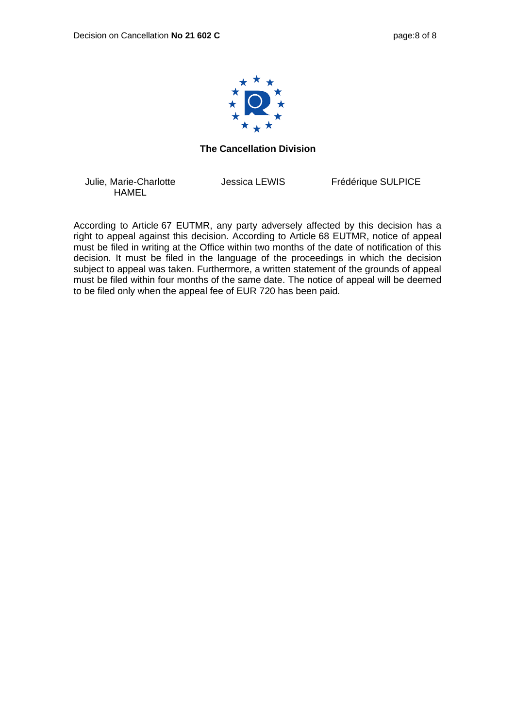**The Cancellation Division**

| | | |
|---|---|---|
| Julie, Marie-Charlotte HAMEL | Jessica LEWIS | Frédérique SULPICE |

According to Article 67 EUTMR, any party adversely affected by this decision has a right to appeal against this decision. According to Article 68 EUTMR, notice of appeal must be filed in writing at the Office within two months of the date of notification of this decision. It must be filed in the language of the proceedings in which the decision subject to appeal was taken. Furthermore, a written statement of the grounds of appeal must be filed within four months of the same date. The notice of appeal will be deemed to be filed only when the appeal fee of EUR 720 has been paid.